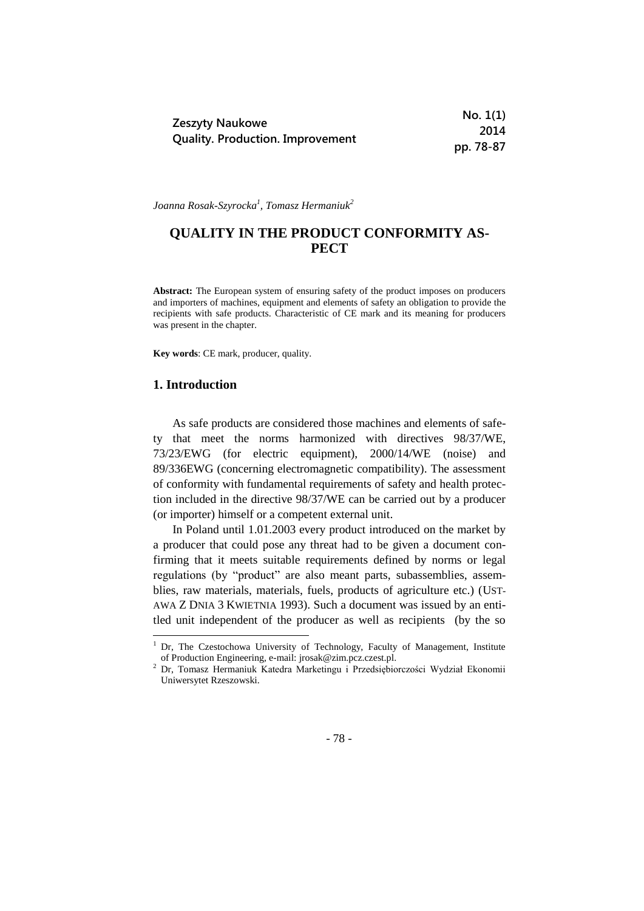*Joanna Rosak-Szyrocka*[1]*, Tomasz Hermaniuk*[2]

# QUALITY IN THE PRODUCT CONFORMITY ASPECT

**Abstract:** The European system of ensuring safety of the product imposes on producers and importers of machines, equipment and elements of safety an obligation to provide the recipients with safe products. Characteristic of CE mark and its meaning for producers was present in the chapter.

**Key words**: CE mark, producer, quality.

## 1. Introduction

As safe products are considered those machines and elements of safety that meet the norms harmonized with directives 98/37/WE, 73/23/EWG (for electric equipment), 2000/14/WE (noise) and 89/336EWG (concerning electromagnetic compatibility). The assessment of conformity with fundamental requirements of safety and health protection included in the directive 98/37/WE can be carried out by a producer (or importer) himself or a competent external unit.

In Poland until 1.01.2003 every product introduced on the market by a producer that could pose any threat had to be given a document confirming that it meets suitable requirements defined by norms or legal regulations (by "product" are also meant parts, subassemblies, assemblies, raw materials, materials, fuels, products of agriculture etc.) (USTAWA Z DNIA 3 KWIETNIA 1993). Such a document was issued by an entitled unit independent of the producer as well as recipients (by the so

---

[1] Dr, The Czestochowa University of Technology, Faculty of Management, Institute of Production Engineering, e-mail: jrosak@zim.pcz.czest.pl.

[2] Dr, Tomasz Hermaniuk Katedra Marketingu i Przedsiębiorczości Wydział Ekonomii Uniwersytet Rzeszowski.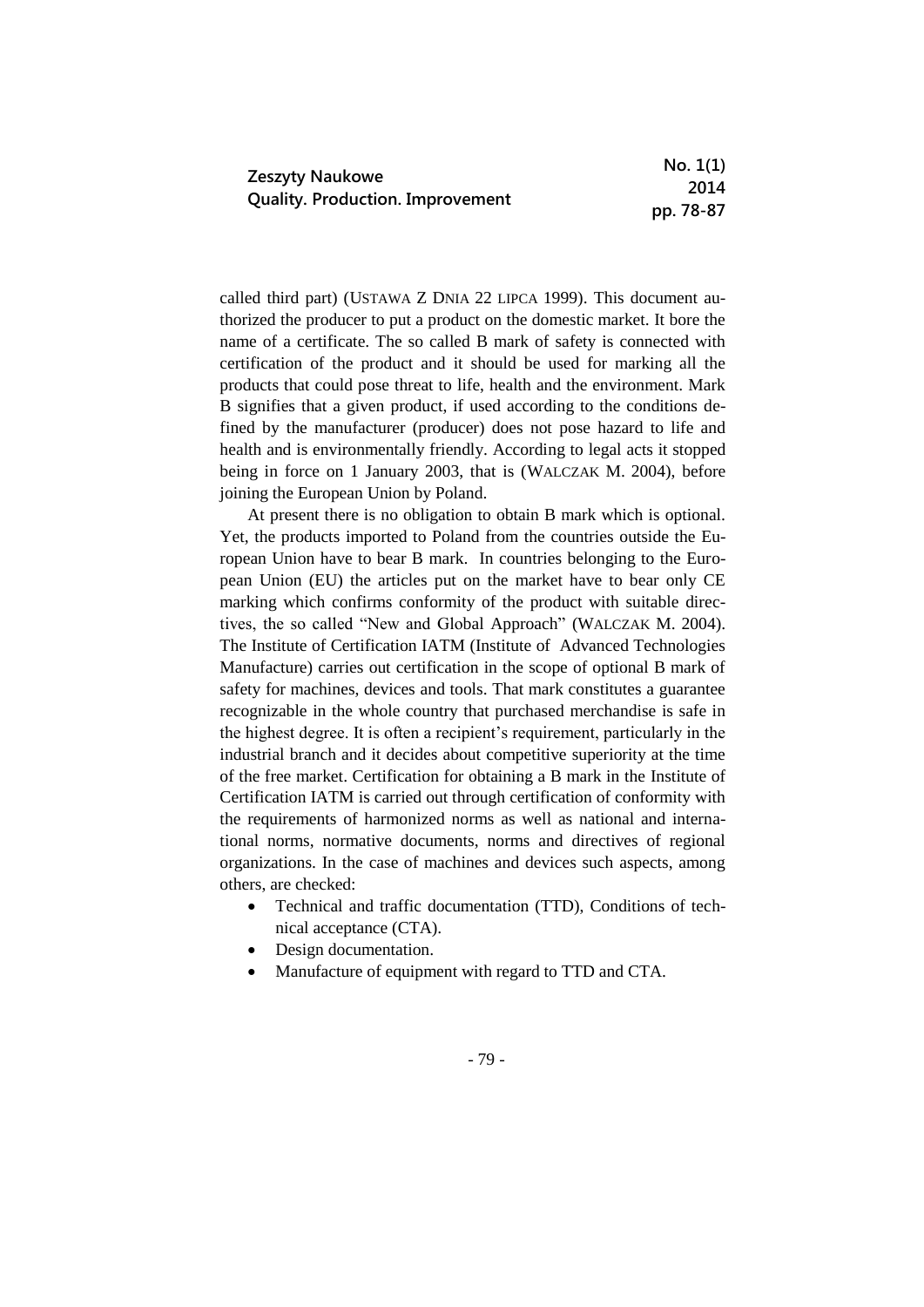called third part) (USTAWA Z DNIA 22 LIPCA 1999). This document authorized the producer to put a product on the domestic market. It bore the name of a certificate. The so called B mark of safety is connected with certification of the product and it should be used for marking all the products that could pose threat to life, health and the environment. Mark B signifies that a given product, if used according to the conditions defined by the manufacturer (producer) does not pose hazard to life and health and is environmentally friendly. According to legal acts it stopped being in force on 1 January 2003, that is (WALCZAK M. 2004), before joining the European Union by Poland.

At present there is no obligation to obtain B mark which is optional. Yet, the products imported to Poland from the countries outside the European Union have to bear B mark. In countries belonging to the European Union (EU) the articles put on the market have to bear only CE marking which confirms conformity of the product with suitable directives, the so called "New and Global Approach" (WALCZAK M. 2004). The Institute of Certification IATM (Institute of Advanced Technologies Manufacture) carries out certification in the scope of optional B mark of safety for machines, devices and tools. That mark constitutes a guarantee recognizable in the whole country that purchased merchandise is safe in the highest degree. It is often a recipient's requirement, particularly in the industrial branch and it decides about competitive superiority at the time of the free market. Certification for obtaining a B mark in the Institute of Certification IATM is carried out through certification of conformity with the requirements of harmonized norms as well as national and international norms, normative documents, norms and directives of regional organizations. In the case of machines and devices such aspects, among others, are checked:

- Technical and traffic documentation (TTD), Conditions of technical acceptance (CTA).
- Design documentation.
- Manufacture of equipment with regard to TTD and CTA.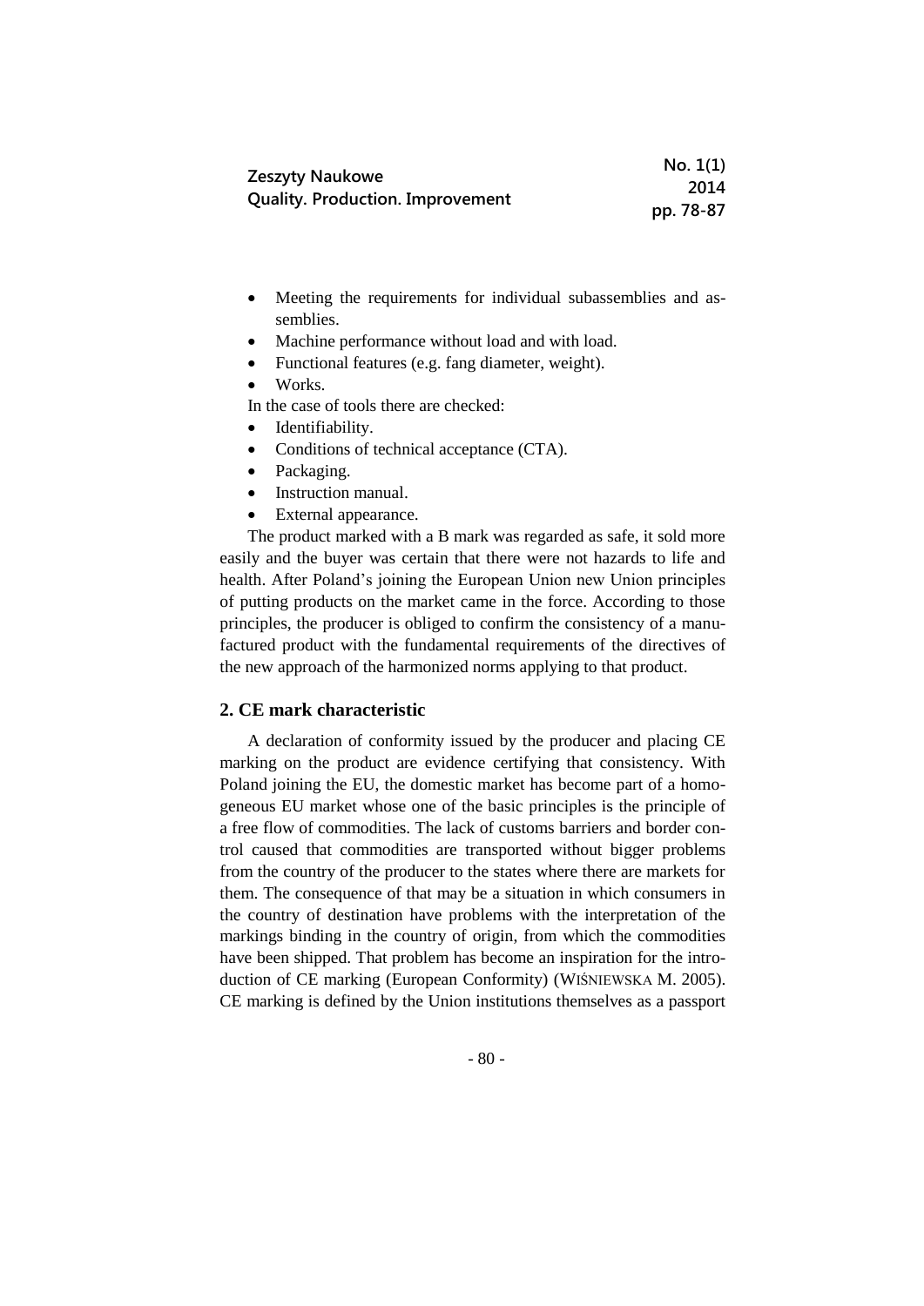- Meeting the requirements for individual subassemblies and assemblies.
- Machine performance without load and with load.
- Functional features (e.g. fang diameter, weight).
- Works.

In the case of tools there are checked:

- Identifiability.
- Conditions of technical acceptance (CTA).
- Packaging.
- Instruction manual.
- External appearance.

The product marked with a B mark was regarded as safe, it sold more easily and the buyer was certain that there were not hazards to life and health. After Poland's joining the European Union new Union principles of putting products on the market came in the force. According to those principles, the producer is obliged to confirm the consistency of a manufactured product with the fundamental requirements of the directives of the new approach of the harmonized norms applying to that product.

## 2. CE mark characteristic

A declaration of conformity issued by the producer and placing CE marking on the product are evidence certifying that consistency. With Poland joining the EU, the domestic market has become part of a homogeneous EU market whose one of the basic principles is the principle of a free flow of commodities. The lack of customs barriers and border control caused that commodities are transported without bigger problems from the country of the producer to the states where there are markets for them. The consequence of that may be a situation in which consumers in the country of destination have problems with the interpretation of the markings binding in the country of origin, from which the commodities have been shipped. That problem has become an inspiration for the introduction of CE marking (European Conformity) (WIŚNIEWSKA M. 2005). CE marking is defined by the Union institutions themselves as a passport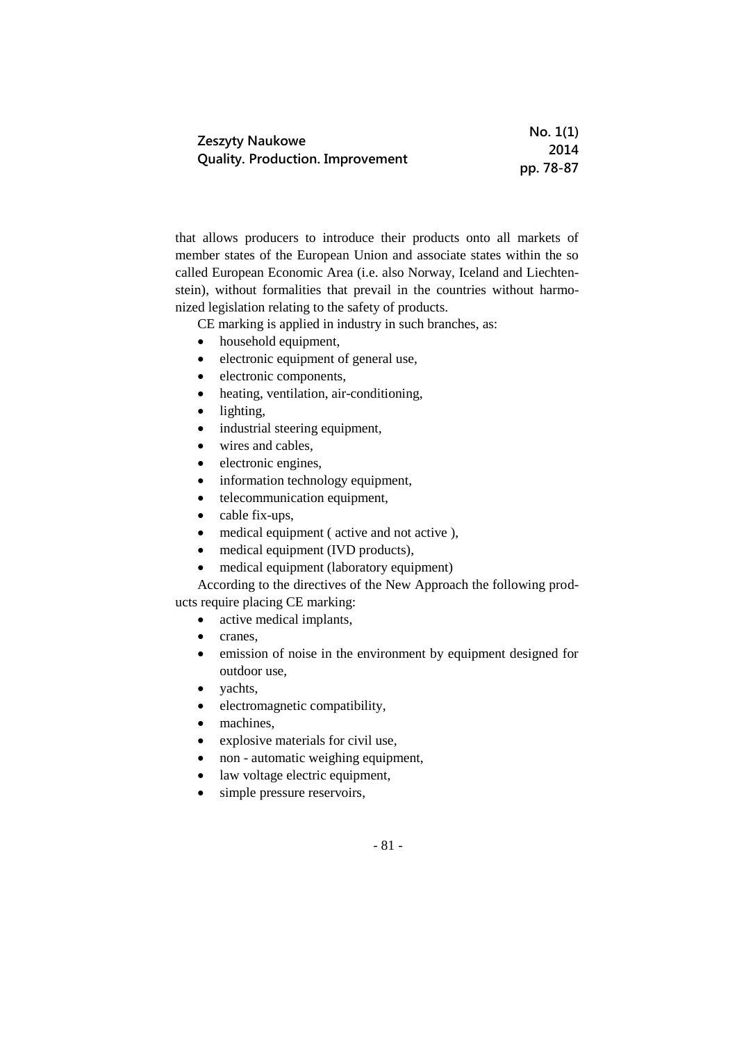that allows producers to introduce their products onto all markets of member states of the European Union and associate states within the so called European Economic Area (i.e. also Norway, Iceland and Liechtenstein), without formalities that prevail in the countries without harmonized legislation relating to the safety of products.

CE marking is applied in industry in such branches, as:

- household equipment,
- electronic equipment of general use,
- electronic components,
- heating, ventilation, air-conditioning,
- lighting,
- industrial steering equipment,
- wires and cables,
- electronic engines,
- information technology equipment,
- telecommunication equipment,
- cable fix-ups,
- medical equipment ( active and not active ),
- medical equipment (IVD products),
- medical equipment (laboratory equipment)

According to the directives of the New Approach the following products require placing CE marking:

- active medical implants,
- cranes,
- emission of noise in the environment by equipment designed for outdoor use,
- yachts,
- electromagnetic compatibility,
- machines,
- explosive materials for civil use,
- non - automatic weighing equipment,
- law voltage electric equipment,
- simple pressure reservoirs,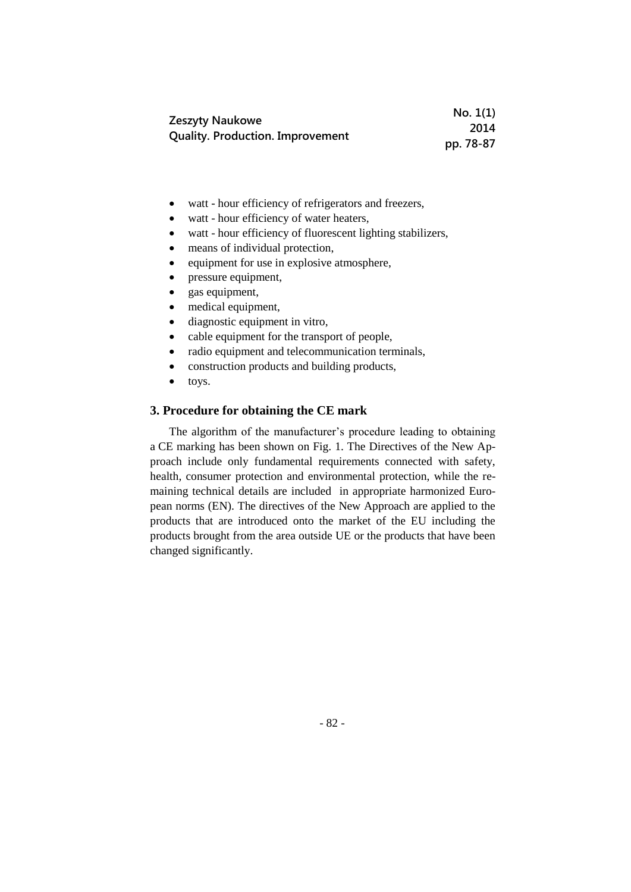- watt - hour efficiency of refrigerators and freezers,
- watt - hour efficiency of water heaters,
- watt - hour efficiency of fluorescent lighting stabilizers,
- means of individual protection,
- equipment for use in explosive atmosphere,
- pressure equipment,
- gas equipment,
- medical equipment,
- diagnostic equipment in vitro,
- cable equipment for the transport of people,
- radio equipment and telecommunication terminals,
- construction products and building products,
- toys.

## 3. Procedure for obtaining the CE mark

The algorithm of the manufacturer's procedure leading to obtaining a CE marking has been shown on Fig. 1. The Directives of the New Approach include only fundamental requirements connected with safety, health, consumer protection and environmental protection, while the remaining technical details are included in appropriate harmonized European norms (EN). The directives of the New Approach are applied to the products that are introduced onto the market of the EU including the products brought from the area outside UE or the products that have been changed significantly.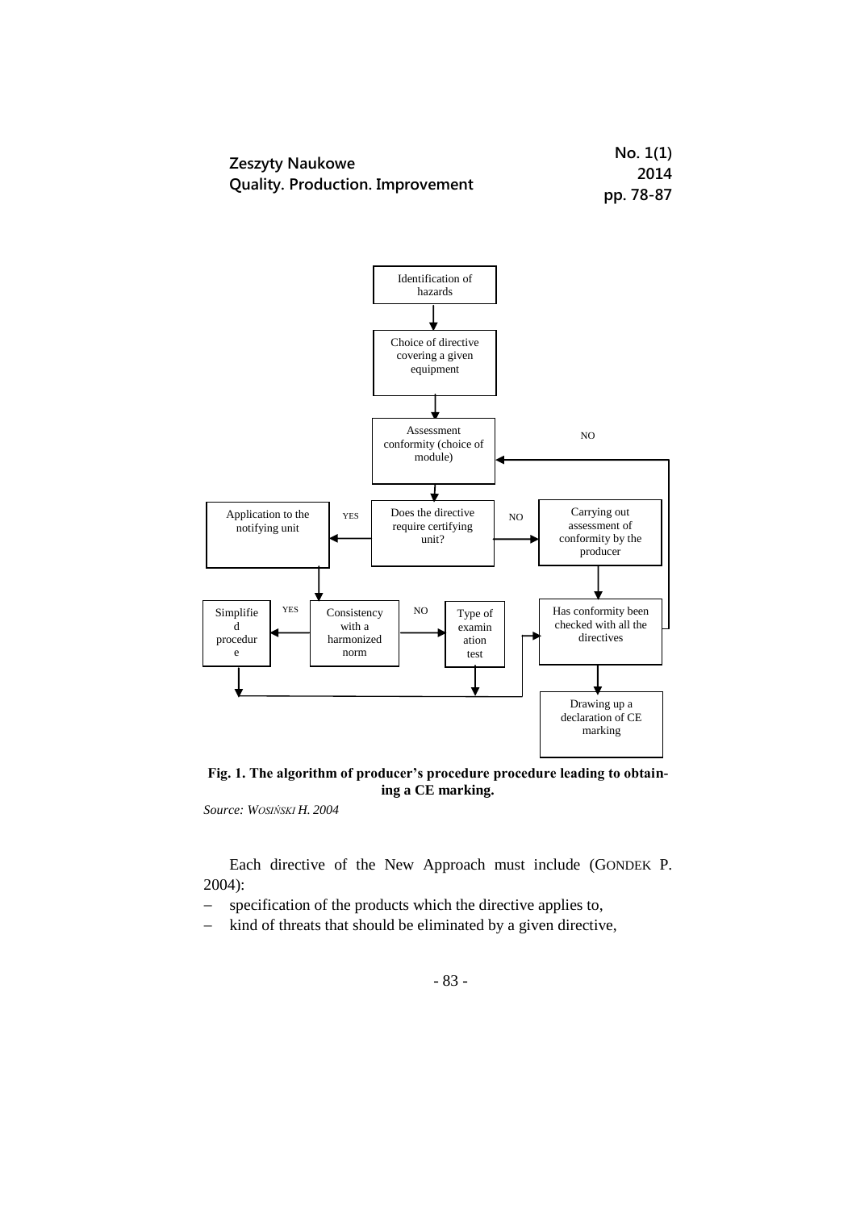Identification of hazards

Choice of directive covering a given equipment

Assessment conformity (choice of module)

NO

Application to the notifying unit

YES

Does the directive require certifying unit?

NO

Carrying out assessment of conformity by the producer

Simplified procedure

YES

Consistency with a harmonized norm

NO

Type of examination test

Has conformity been checked with all the directives

Drawing up a declaration of CE marking

**Fig. 1. The algorithm of producer's procedure procedure leading to obtaining a CE marking.**

*Source: WOSIŃSKI H. 2004*

Each directive of the New Approach must include (GONDEK P. 2004):

- specification of the products which the directive applies to,
- kind of threats that should be eliminated by a given directive,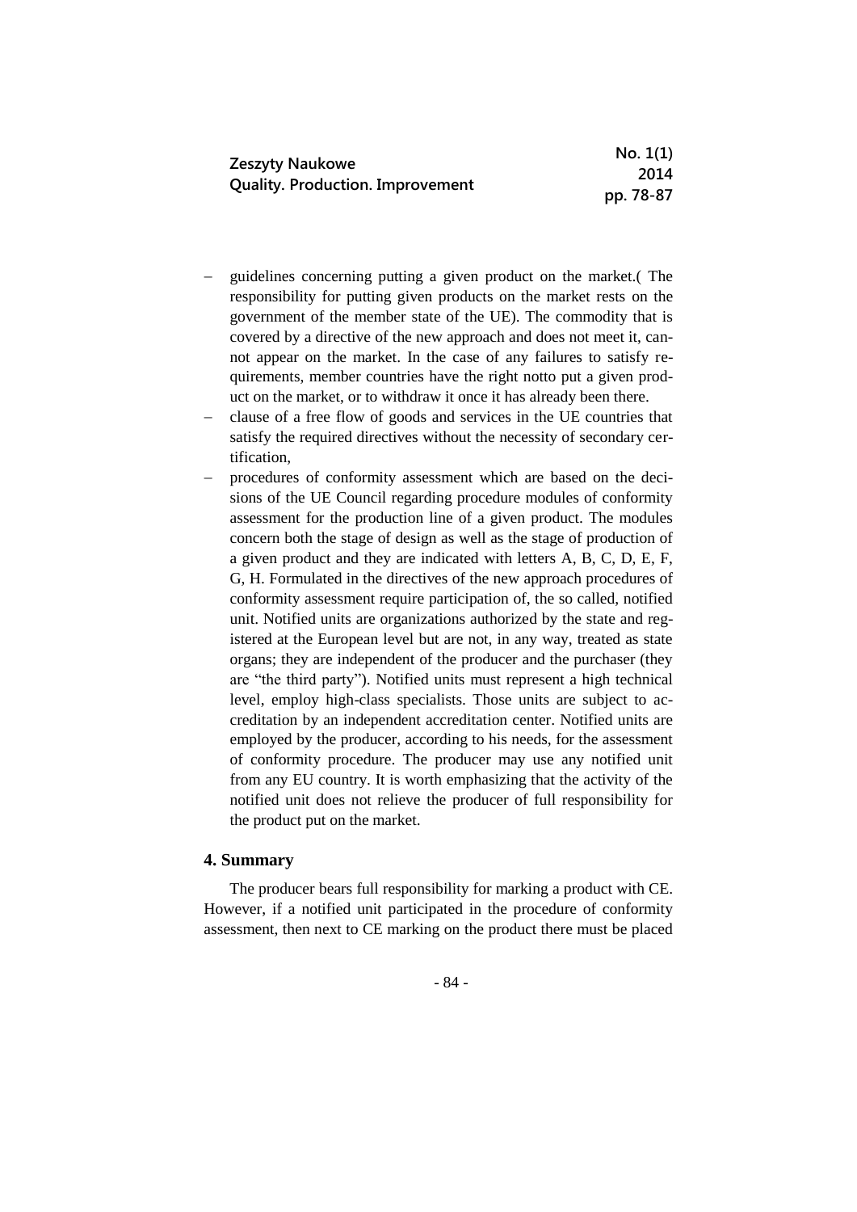- guidelines concerning putting a given product on the market.( The responsibility for putting given products on the market rests on the government of the member state of the UE). The commodity that is covered by a directive of the new approach and does not meet it, cannot appear on the market. In the case of any failures to satisfy requirements, member countries have the right notto put a given product on the market, or to withdraw it once it has already been there.
- clause of a free flow of goods and services in the UE countries that satisfy the required directives without the necessity of secondary certification,
- procedures of conformity assessment which are based on the decisions of the UE Council regarding procedure modules of conformity assessment for the production line of a given product. The modules concern both the stage of design as well as the stage of production of a given product and they are indicated with letters A, B, C, D, E, F, G, H. Formulated in the directives of the new approach procedures of conformity assessment require participation of, the so called, notified unit. Notified units are organizations authorized by the state and registered at the European level but are not, in any way, treated as state organs; they are independent of the producer and the purchaser (they are "the third party"). Notified units must represent a high technical level, employ high-class specialists. Those units are subject to accreditation by an independent accreditation center. Notified units are employed by the producer, according to his needs, for the assessment of conformity procedure. The producer may use any notified unit from any EU country. It is worth emphasizing that the activity of the notified unit does not relieve the producer of full responsibility for the product put on the market.

## 4. Summary

The producer bears full responsibility for marking a product with CE. However, if a notified unit participated in the procedure of conformity assessment, then next to CE marking on the product there must be placed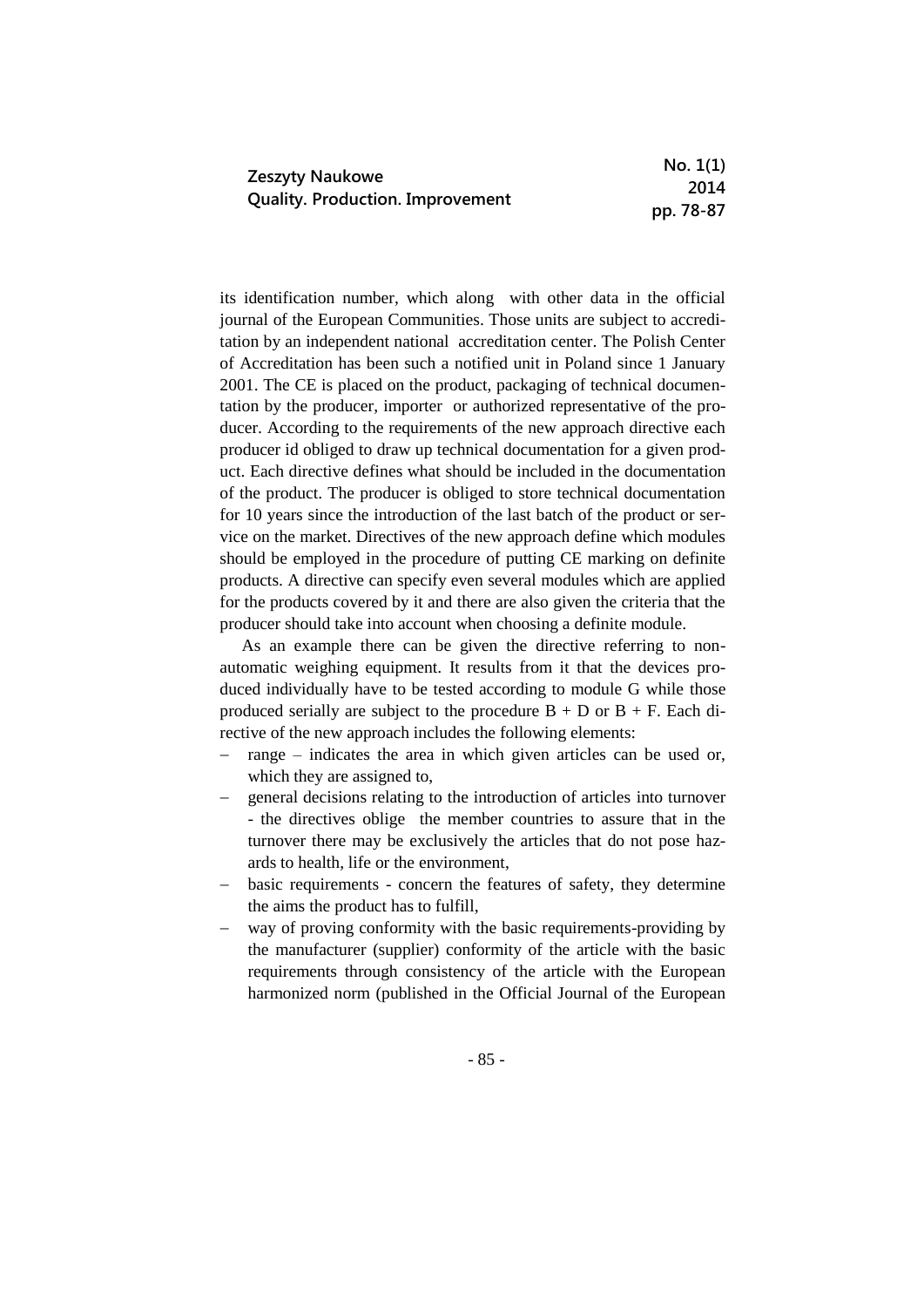its identification number, which along with other data in the official journal of the European Communities. Those units are subject to accreditation by an independent national accreditation center. The Polish Center of Accreditation has been such a notified unit in Poland since 1 January 2001. The CE is placed on the product, packaging of technical documentation by the producer, importer or authorized representative of the producer. According to the requirements of the new approach directive each producer id obliged to draw up technical documentation for a given product. Each directive defines what should be included in the documentation of the product. The producer is obliged to store technical documentation for 10 years since the introduction of the last batch of the product or service on the market. Directives of the new approach define which modules should be employed in the procedure of putting CE marking on definite products. A directive can specify even several modules which are applied for the products covered by it and there are also given the criteria that the producer should take into account when choosing a definite module.

As an example there can be given the directive referring to non-automatic weighing equipment. It results from it that the devices produced individually have to be tested according to module G while those produced serially are subject to the procedure B + D or B + F. Each directive of the new approach includes the following elements:

- range – indicates the area in which given articles can be used or, which they are assigned to,
- general decisions relating to the introduction of articles into turnover - the directives oblige the member countries to assure that in the turnover there may be exclusively the articles that do not pose hazards to health, life or the environment,
- basic requirements - concern the features of safety, they determine the aims the product has to fulfill,
- way of proving conformity with the basic requirements-providing by the manufacturer (supplier) conformity of the article with the basic requirements through consistency of the article with the European harmonized norm (published in the Official Journal of the European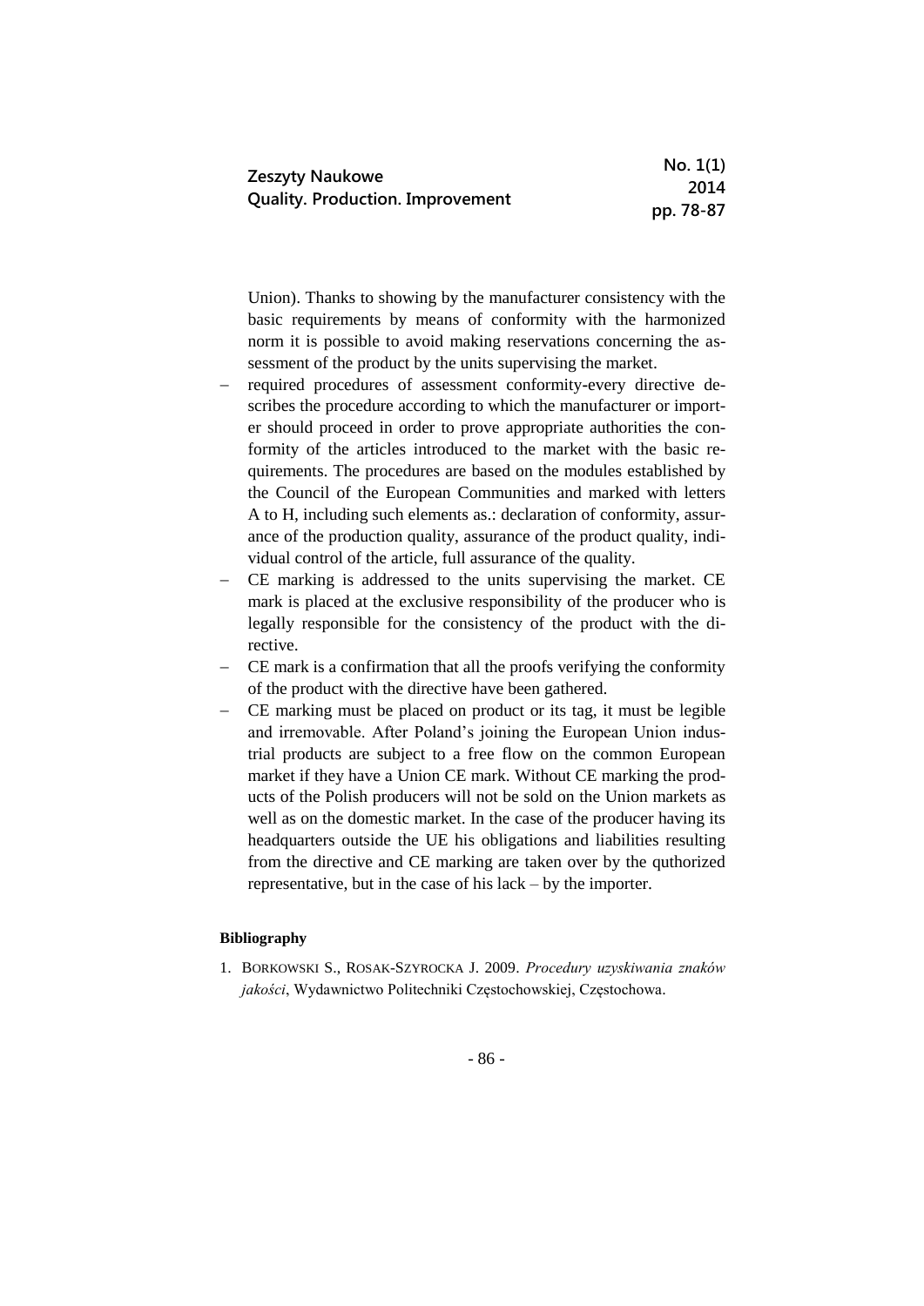Union). Thanks to showing by the manufacturer consistency with the basic requirements by means of conformity with the harmonized norm it is possible to avoid making reservations concerning the assessment of the product by the units supervising the market.

- required procedures of assessment conformity-every directive describes the procedure according to which the manufacturer or importer should proceed in order to prove appropriate authorities the conformity of the articles introduced to the market with the basic requirements. The procedures are based on the modules established by the Council of the European Communities and marked with letters A to H, including such elements as.: declaration of conformity, assurance of the production quality, assurance of the product quality, individual control of the article, full assurance of the quality.
- CE marking is addressed to the units supervising the market. CE mark is placed at the exclusive responsibility of the producer who is legally responsible for the consistency of the product with the directive.
- CE mark is a confirmation that all the proofs verifying the conformity of the product with the directive have been gathered.
- CE marking must be placed on product or its tag, it must be legible and irremovable. After Poland's joining the European Union industrial products are subject to a free flow on the common European market if they have a Union CE mark. Without CE marking the products of the Polish producers will not be sold on the Union markets as well as on the domestic market. In the case of the producer having its headquarters outside the UE his obligations and liabilities resulting from the directive and CE marking are taken over by the quthorized representative, but in the case of his lack – by the importer.

**Bibliography**

1. BORKOWSKI S., ROSAK-SZYROCKA J. 2009. *Procedury uzyskiwania znaków jakości*, Wydawnictwo Politechniki Częstochowskiej, Częstochowa.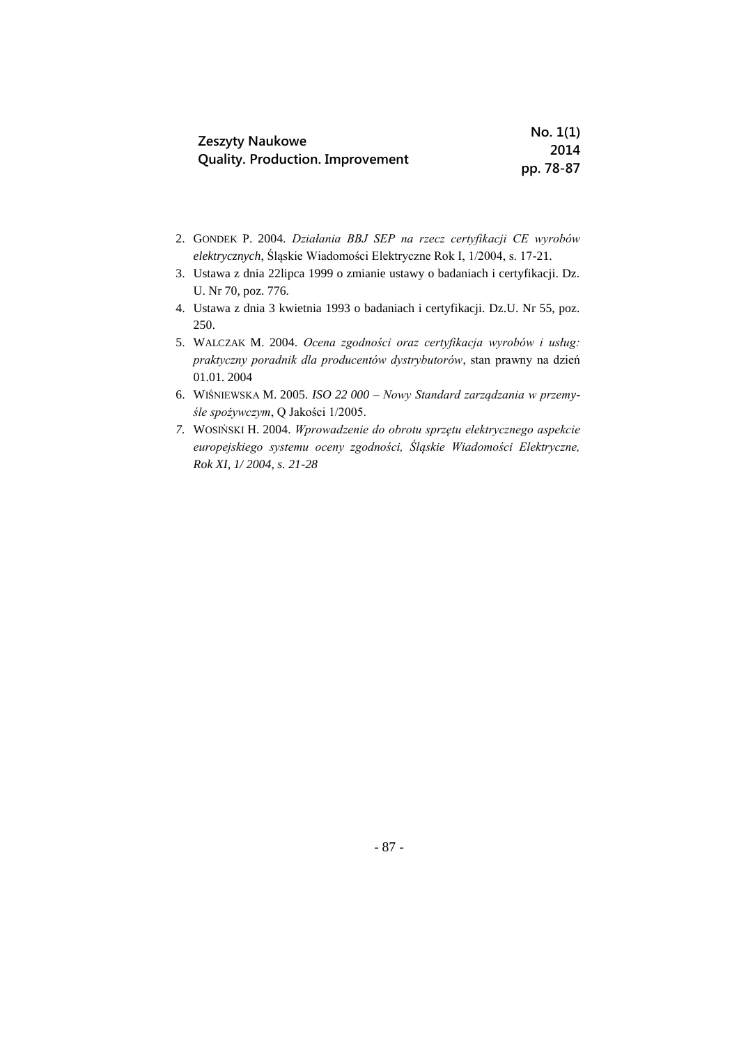2. GONDEK P. 2004. *Działania BBJ SEP na rzecz certyfikacji CE wyrobów elektrycznych*, Śląskie Wiadomości Elektryczne Rok I, 1/2004, s. 17-21.
3. Ustawa z dnia 22lipca 1999 o zmianie ustawy o badaniach i certyfikacji. Dz. U. Nr 70, poz. 776.
4. Ustawa z dnia 3 kwietnia 1993 o badaniach i certyfikacji. Dz.U. Nr 55, poz. 250.
5. WALCZAK M. 2004. *Ocena zgodności oraz certyfikacja wyrobów i usług: praktyczny poradnik dla producentów dystrybutorów*, stan prawny na dzień 01.01. 2004
6. WIŚNIEWSKA M. 2005. *ISO 22 000 – Nowy Standard zarządzania w przemyśle spożywczym*, Q Jakości 1/2005.
7. WOSIŃSKI H. 2004. *Wprowadzenie do obrotu sprzętu elektrycznego aspekcie europejskiego systemu oceny zgodności, Śląskie Wiadomości Elektryczne, Rok XI, 1/ 2004, s. 21-28*